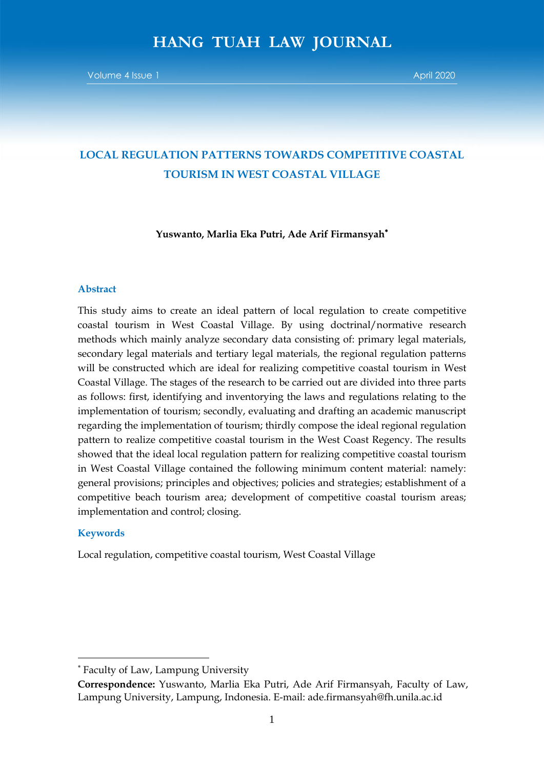# LOCAL REGULATION PATTERNS TOWARDS COMPETITIVE COASTAL TOURISM IN WEST COASTAL VILLAGE

**Yuswanto, Marlia Eka Putri, Ade Arif Firmansyah***

## Abstract

This study aims to create an ideal pattern of local regulation to create competitive coastal tourism in West Coastal Village. By using doctrinal/normative research methods which mainly analyze secondary data consisting of: primary legal materials, secondary legal materials and tertiary legal materials, the regional regulation patterns will be constructed which are ideal for realizing competitive coastal tourism in West Coastal Village. The stages of the research to be carried out are divided into three parts as follows: first, identifying and inventorying the laws and regulations relating to the implementation of tourism; secondly, evaluating and drafting an academic manuscript regarding the implementation of tourism; thirdly compose the ideal regional regulation pattern to realize competitive coastal tourism in the West Coast Regency. The results showed that the ideal local regulation pattern for realizing competitive coastal tourism in West Coastal Village contained the following minimum content material: namely: general provisions; principles and objectives; policies and strategies; establishment of a competitive beach tourism area; development of competitive coastal tourism areas; implementation and control; closing.

## Keywords

Local regulation, competitive coastal tourism, West Coastal Village

---

* Faculty of Law, Lampung University

**Correspondence:** Yuswanto, Marlia Eka Putri, Ade Arif Firmansyah, Faculty of Law, Lampung University, Lampung, Indonesia. E-mail: ade.firmansyah@fh.unila.ac.id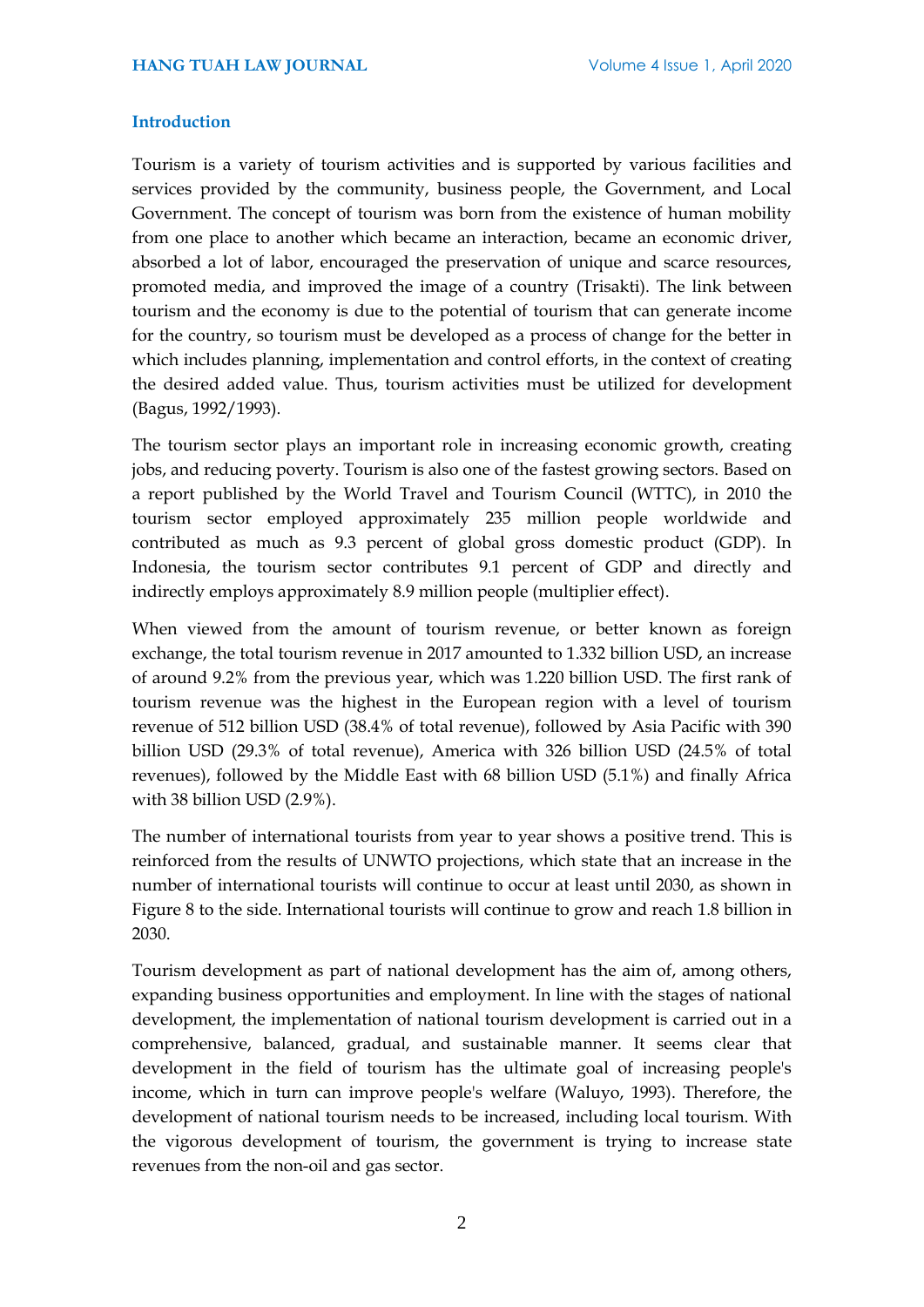## Introduction

Tourism is a variety of tourism activities and is supported by various facilities and services provided by the community, business people, the Government, and Local Government. The concept of tourism was born from the existence of human mobility from one place to another which became an interaction, became an economic driver, absorbed a lot of labor, encouraged the preservation of unique and scarce resources, promoted media, and improved the image of a country (Trisakti). The link between tourism and the economy is due to the potential of tourism that can generate income for the country, so tourism must be developed as a process of change for the better in which includes planning, implementation and control efforts, in the context of creating the desired added value. Thus, tourism activities must be utilized for development (Bagus, 1992/1993).

The tourism sector plays an important role in increasing economic growth, creating jobs, and reducing poverty. Tourism is also one of the fastest growing sectors. Based on a report published by the World Travel and Tourism Council (WTTC), in 2010 the tourism sector employed approximately 235 million people worldwide and contributed as much as 9.3 percent of global gross domestic product (GDP). In Indonesia, the tourism sector contributes 9.1 percent of GDP and directly and indirectly employs approximately 8.9 million people (multiplier effect).

When viewed from the amount of tourism revenue, or better known as foreign exchange, the total tourism revenue in 2017 amounted to 1.332 billion USD, an increase of around 9.2% from the previous year, which was 1.220 billion USD. The first rank of tourism revenue was the highest in the European region with a level of tourism revenue of 512 billion USD (38.4% of total revenue), followed by Asia Pacific with 390 billion USD (29.3% of total revenue), America with 326 billion USD (24.5% of total revenues), followed by the Middle East with 68 billion USD (5.1%) and finally Africa with 38 billion USD (2.9%).

The number of international tourists from year to year shows a positive trend. This is reinforced from the results of UNWTO projections, which state that an increase in the number of international tourists will continue to occur at least until 2030, as shown in Figure 8 to the side. International tourists will continue to grow and reach 1.8 billion in 2030.

Tourism development as part of national development has the aim of, among others, expanding business opportunities and employment. In line with the stages of national development, the implementation of national tourism development is carried out in a comprehensive, balanced, gradual, and sustainable manner. It seems clear that development in the field of tourism has the ultimate goal of increasing people's income, which in turn can improve people's welfare (Waluyo, 1993). Therefore, the development of national tourism needs to be increased, including local tourism. With the vigorous development of tourism, the government is trying to increase state revenues from the non-oil and gas sector.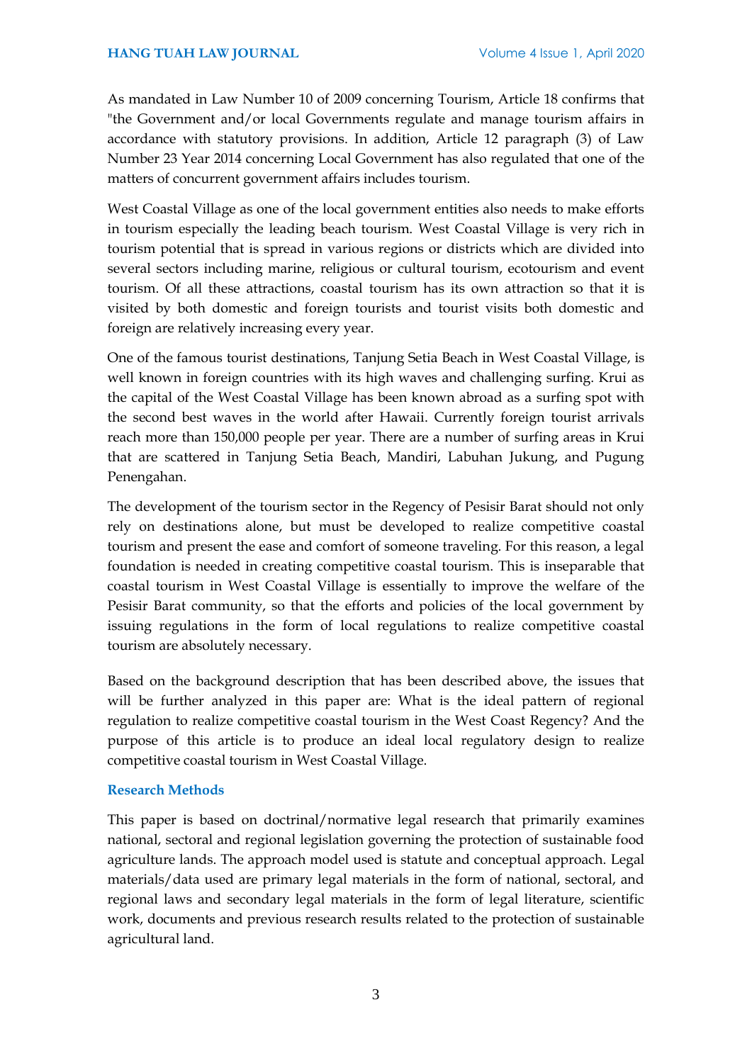As mandated in Law Number 10 of 2009 concerning Tourism, Article 18 confirms that "the Government and/or local Governments regulate and manage tourism affairs in accordance with statutory provisions. In addition, Article 12 paragraph (3) of Law Number 23 Year 2014 concerning Local Government has also regulated that one of the matters of concurrent government affairs includes tourism.

West Coastal Village as one of the local government entities also needs to make efforts in tourism especially the leading beach tourism. West Coastal Village is very rich in tourism potential that is spread in various regions or districts which are divided into several sectors including marine, religious or cultural tourism, ecotourism and event tourism. Of all these attractions, coastal tourism has its own attraction so that it is visited by both domestic and foreign tourists and tourist visits both domestic and foreign are relatively increasing every year.

One of the famous tourist destinations, Tanjung Setia Beach in West Coastal Village, is well known in foreign countries with its high waves and challenging surfing. Krui as the capital of the West Coastal Village has been known abroad as a surfing spot with the second best waves in the world after Hawaii. Currently foreign tourist arrivals reach more than 150,000 people per year. There are a number of surfing areas in Krui that are scattered in Tanjung Setia Beach, Mandiri, Labuhan Jukung, and Pugung Penengahan.

The development of the tourism sector in the Regency of Pesisir Barat should not only rely on destinations alone, but must be developed to realize competitive coastal tourism and present the ease and comfort of someone traveling. For this reason, a legal foundation is needed in creating competitive coastal tourism. This is inseparable that coastal tourism in West Coastal Village is essentially to improve the welfare of the Pesisir Barat community, so that the efforts and policies of the local government by issuing regulations in the form of local regulations to realize competitive coastal tourism are absolutely necessary.

Based on the background description that has been described above, the issues that will be further analyzed in this paper are: What is the ideal pattern of regional regulation to realize competitive coastal tourism in the West Coast Regency? And the purpose of this article is to produce an ideal local regulatory design to realize competitive coastal tourism in West Coastal Village.

## Research Methods

This paper is based on doctrinal/normative legal research that primarily examines national, sectoral and regional legislation governing the protection of sustainable food agriculture lands. The approach model used is statute and conceptual approach. Legal materials/data used are primary legal materials in the form of national, sectoral, and regional laws and secondary legal materials in the form of legal literature, scientific work, documents and previous research results related to the protection of sustainable agricultural land.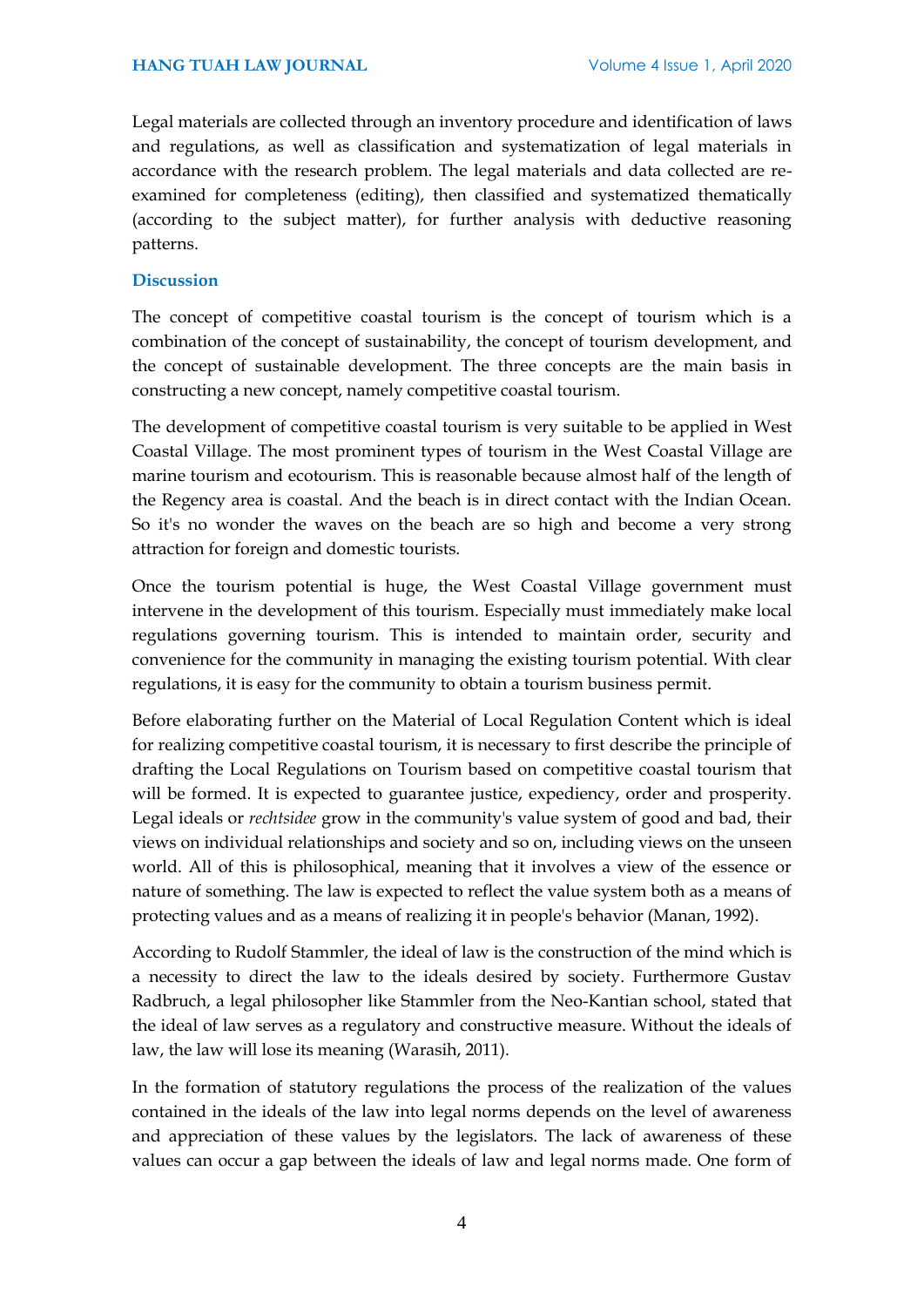Legal materials are collected through an inventory procedure and identification of laws and regulations, as well as classification and systematization of legal materials in accordance with the research problem. The legal materials and data collected are re-examined for completeness (editing), then classified and systematized thematically (according to the subject matter), for further analysis with deductive reasoning patterns.

## Discussion

The concept of competitive coastal tourism is the concept of tourism which is a combination of the concept of sustainability, the concept of tourism development, and the concept of sustainable development. The three concepts are the main basis in constructing a new concept, namely competitive coastal tourism.

The development of competitive coastal tourism is very suitable to be applied in West Coastal Village. The most prominent types of tourism in the West Coastal Village are marine tourism and ecotourism. This is reasonable because almost half of the length of the Regency area is coastal. And the beach is in direct contact with the Indian Ocean. So it's no wonder the waves on the beach are so high and become a very strong attraction for foreign and domestic tourists.

Once the tourism potential is huge, the West Coastal Village government must intervene in the development of this tourism. Especially must immediately make local regulations governing tourism. This is intended to maintain order, security and convenience for the community in managing the existing tourism potential. With clear regulations, it is easy for the community to obtain a tourism business permit.

Before elaborating further on the Material of Local Regulation Content which is ideal for realizing competitive coastal tourism, it is necessary to first describe the principle of drafting the Local Regulations on Tourism based on competitive coastal tourism that will be formed. It is expected to guarantee justice, expediency, order and prosperity. Legal ideals or *rechtsidee* grow in the community's value system of good and bad, their views on individual relationships and society and so on, including views on the unseen world. All of this is philosophical, meaning that it involves a view of the essence or nature of something. The law is expected to reflect the value system both as a means of protecting values and as a means of realizing it in people's behavior (Manan, 1992).

According to Rudolf Stammler, the ideal of law is the construction of the mind which is a necessity to direct the law to the ideals desired by society. Furthermore Gustav Radbruch, a legal philosopher like Stammler from the Neo-Kantian school, stated that the ideal of law serves as a regulatory and constructive measure. Without the ideals of law, the law will lose its meaning (Warasih, 2011).

In the formation of statutory regulations the process of the realization of the values contained in the ideals of the law into legal norms depends on the level of awareness and appreciation of these values by the legislators. The lack of awareness of these values can occur a gap between the ideals of law and legal norms made. One form of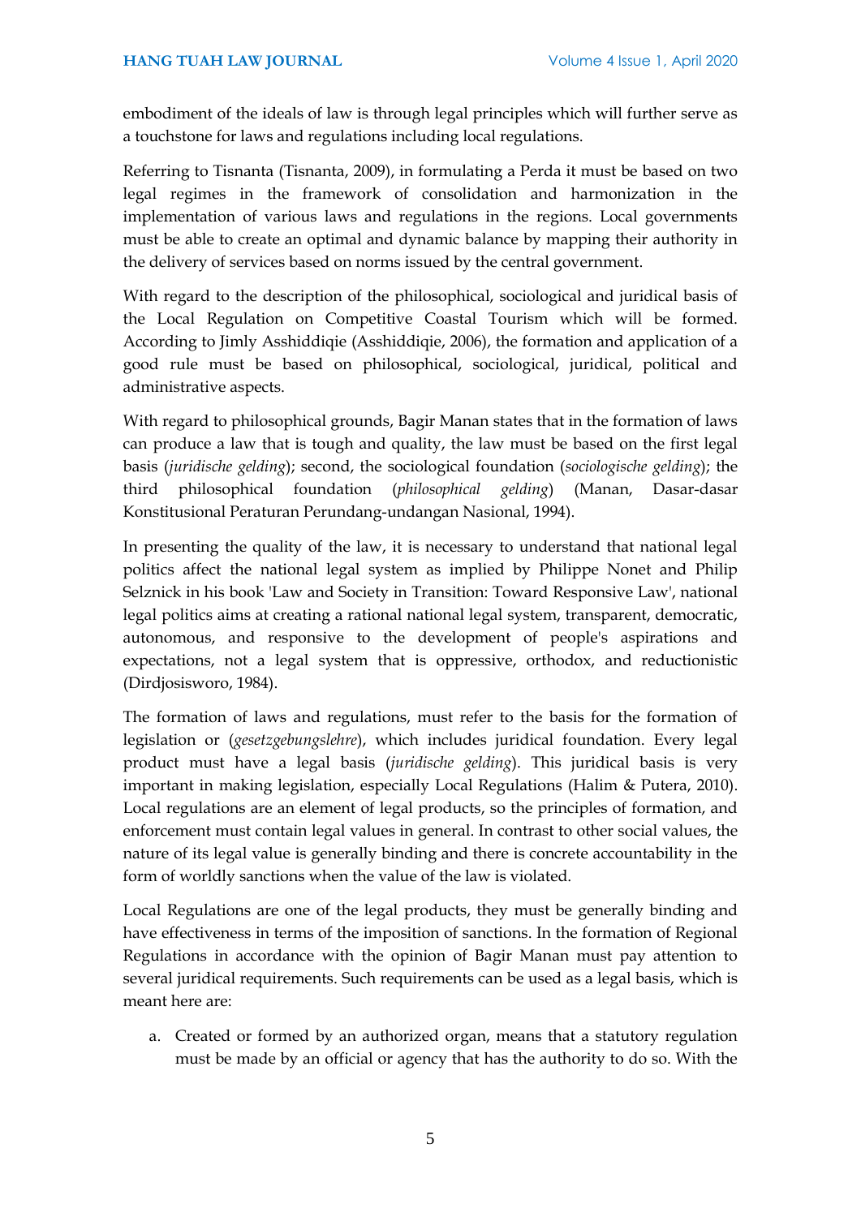embodiment of the ideals of law is through legal principles which will further serve as a touchstone for laws and regulations including local regulations.

Referring to Tisnanta (Tisnanta, 2009), in formulating a Perda it must be based on two legal regimes in the framework of consolidation and harmonization in the implementation of various laws and regulations in the regions. Local governments must be able to create an optimal and dynamic balance by mapping their authority in the delivery of services based on norms issued by the central government.

With regard to the description of the philosophical, sociological and juridical basis of the Local Regulation on Competitive Coastal Tourism which will be formed. According to Jimly Asshiddiqie (Asshiddiqie, 2006), the formation and application of a good rule must be based on philosophical, sociological, juridical, political and administrative aspects.

With regard to philosophical grounds, Bagir Manan states that in the formation of laws can produce a law that is tough and quality, the law must be based on the first legal basis (*juridische gelding*); second, the sociological foundation (*sociologische gelding*); the third philosophical foundation (*philosophical gelding*) (Manan, Dasar-dasar Konstitusional Peraturan Perundang-undangan Nasional, 1994).

In presenting the quality of the law, it is necessary to understand that national legal politics affect the national legal system as implied by Philippe Nonet and Philip Selznick in his book 'Law and Society in Transition: Toward Responsive Law', national legal politics aims at creating a rational national legal system, transparent, democratic, autonomous, and responsive to the development of people's aspirations and expectations, not a legal system that is oppressive, orthodox, and reductionistic (Dirdjosisworo, 1984).

The formation of laws and regulations, must refer to the basis for the formation of legislation or (*gesetzgebungslehre*), which includes juridical foundation. Every legal product must have a legal basis (*juridische gelding*). This juridical basis is very important in making legislation, especially Local Regulations (Halim & Putera, 2010). Local regulations are an element of legal products, so the principles of formation, and enforcement must contain legal values in general. In contrast to other social values, the nature of its legal value is generally binding and there is concrete accountability in the form of worldly sanctions when the value of the law is violated.

Local Regulations are one of the legal products, they must be generally binding and have effectiveness in terms of the imposition of sanctions. In the formation of Regional Regulations in accordance with the opinion of Bagir Manan must pay attention to several juridical requirements. Such requirements can be used as a legal basis, which is meant here are:

a. Created or formed by an authorized organ, means that a statutory regulation must be made by an official or agency that has the authority to do so. With the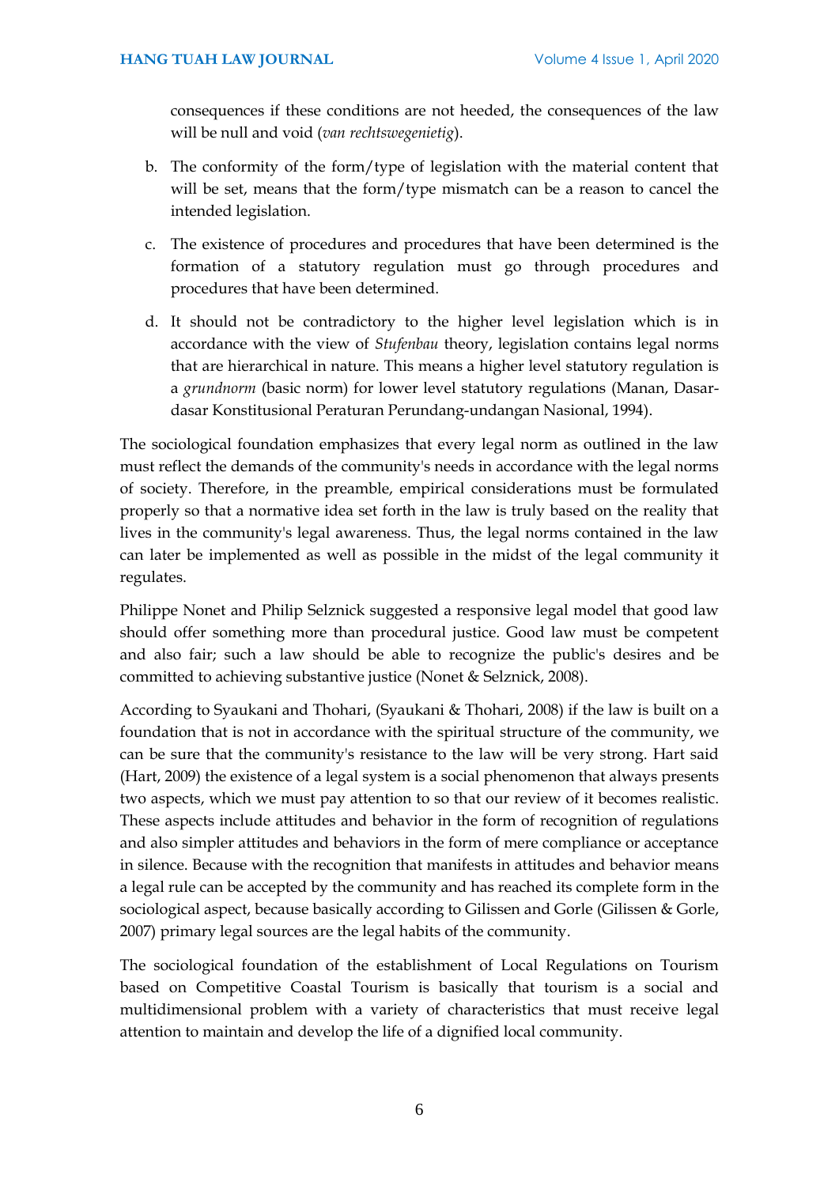consequences if these conditions are not heeded, the consequences of the law will be null and void (*van rechtswegenietig*).

b. The conformity of the form/type of legislation with the material content that will be set, means that the form/type mismatch can be a reason to cancel the intended legislation.

c. The existence of procedures and procedures that have been determined is the formation of a statutory regulation must go through procedures and procedures that have been determined.

d. It should not be contradictory to the higher level legislation which is in accordance with the view of *Stufenbau* theory, legislation contains legal norms that are hierarchical in nature. This means a higher level statutory regulation is a *grundnorm* (basic norm) for lower level statutory regulations (Manan, Dasar-dasar Konstitusional Peraturan Perundang-undangan Nasional, 1994).

The sociological foundation emphasizes that every legal norm as outlined in the law must reflect the demands of the community's needs in accordance with the legal norms of society. Therefore, in the preamble, empirical considerations must be formulated properly so that a normative idea set forth in the law is truly based on the reality that lives in the community's legal awareness. Thus, the legal norms contained in the law can later be implemented as well as possible in the midst of the legal community it regulates.

Philippe Nonet and Philip Selznick suggested a responsive legal model that good law should offer something more than procedural justice. Good law must be competent and also fair; such a law should be able to recognize the public's desires and be committed to achieving substantive justice (Nonet & Selznick, 2008).

According to Syaukani and Thohari, (Syaukani & Thohari, 2008) if the law is built on a foundation that is not in accordance with the spiritual structure of the community, we can be sure that the community's resistance to the law will be very strong. Hart said (Hart, 2009) the existence of a legal system is a social phenomenon that always presents two aspects, which we must pay attention to so that our review of it becomes realistic. These aspects include attitudes and behavior in the form of recognition of regulations and also simpler attitudes and behaviors in the form of mere compliance or acceptance in silence. Because with the recognition that manifests in attitudes and behavior means a legal rule can be accepted by the community and has reached its complete form in the sociological aspect, because basically according to Gilissen and Gorle (Gilissen & Gorle, 2007) primary legal sources are the legal habits of the community.

The sociological foundation of the establishment of Local Regulations on Tourism based on Competitive Coastal Tourism is basically that tourism is a social and multidimensional problem with a variety of characteristics that must receive legal attention to maintain and develop the life of a dignified local community.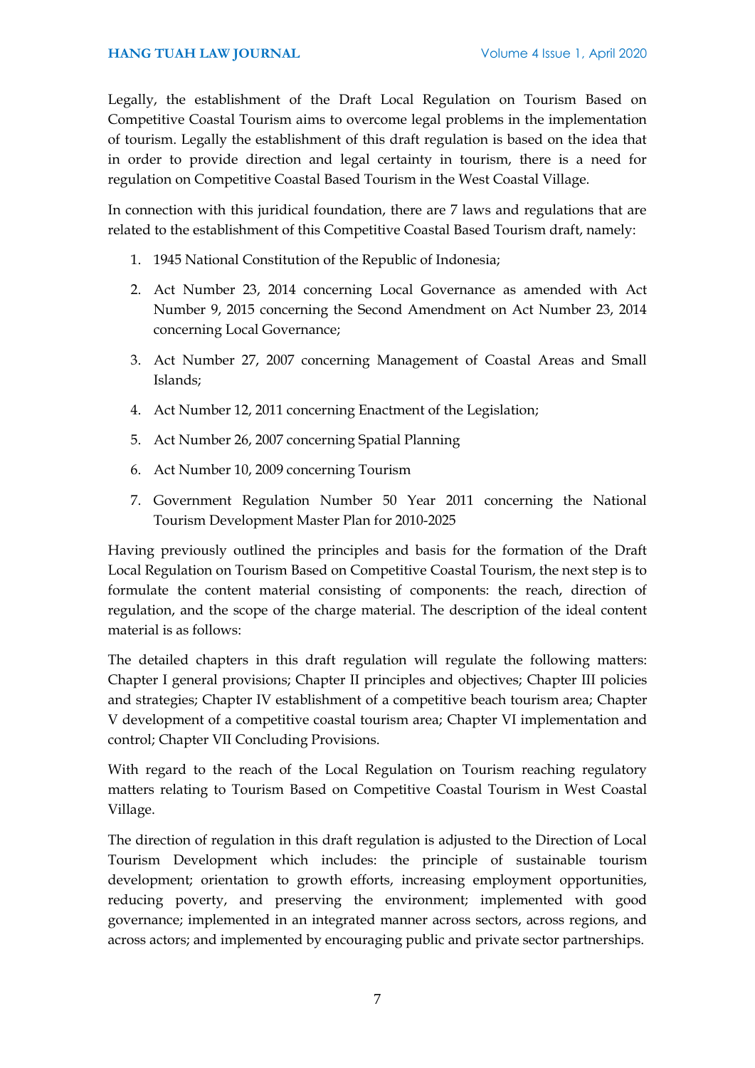Legally, the establishment of the Draft Local Regulation on Tourism Based on Competitive Coastal Tourism aims to overcome legal problems in the implementation of tourism. Legally the establishment of this draft regulation is based on the idea that in order to provide direction and legal certainty in tourism, there is a need for regulation on Competitive Coastal Based Tourism in the West Coastal Village.

In connection with this juridical foundation, there are 7 laws and regulations that are related to the establishment of this Competitive Coastal Based Tourism draft, namely:

1. 1945 National Constitution of the Republic of Indonesia;
2. Act Number 23, 2014 concerning Local Governance as amended with Act Number 9, 2015 concerning the Second Amendment on Act Number 23, 2014 concerning Local Governance;
3. Act Number 27, 2007 concerning Management of Coastal Areas and Small Islands;
4. Act Number 12, 2011 concerning Enactment of the Legislation;
5. Act Number 26, 2007 concerning Spatial Planning
6. Act Number 10, 2009 concerning Tourism
7. Government Regulation Number 50 Year 2011 concerning the National Tourism Development Master Plan for 2010-2025

Having previously outlined the principles and basis for the formation of the Draft Local Regulation on Tourism Based on Competitive Coastal Tourism, the next step is to formulate the content material consisting of components: the reach, direction of regulation, and the scope of the charge material. The description of the ideal content material is as follows:

The detailed chapters in this draft regulation will regulate the following matters: Chapter I general provisions; Chapter II principles and objectives; Chapter III policies and strategies; Chapter IV establishment of a competitive beach tourism area; Chapter V development of a competitive coastal tourism area; Chapter VI implementation and control; Chapter VII Concluding Provisions.

With regard to the reach of the Local Regulation on Tourism reaching regulatory matters relating to Tourism Based on Competitive Coastal Tourism in West Coastal Village.

The direction of regulation in this draft regulation is adjusted to the Direction of Local Tourism Development which includes: the principle of sustainable tourism development; orientation to growth efforts, increasing employment opportunities, reducing poverty, and preserving the environment; implemented with good governance; implemented in an integrated manner across sectors, across regions, and across actors; and implemented by encouraging public and private sector partnerships.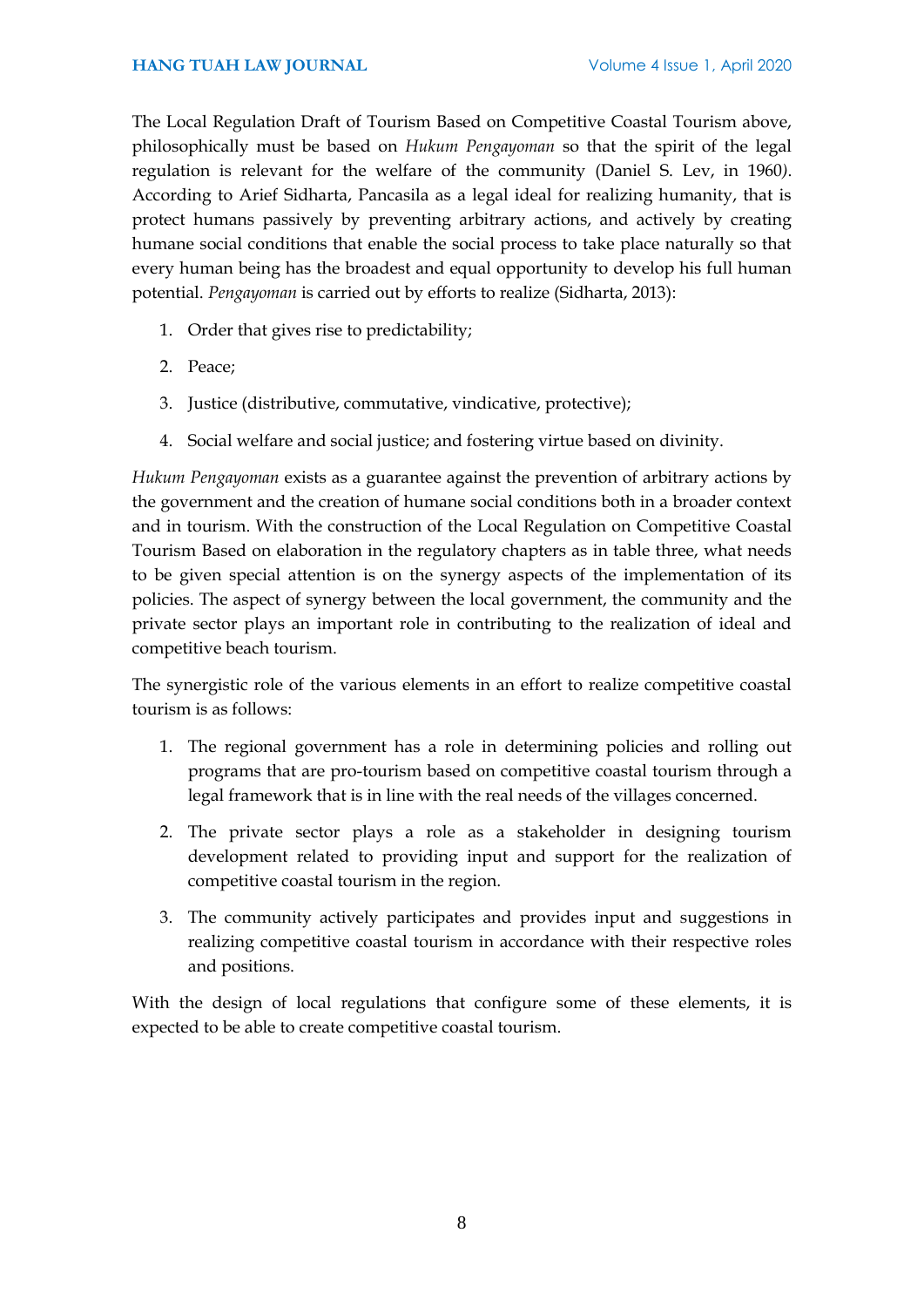The Local Regulation Draft of Tourism Based on Competitive Coastal Tourism above, philosophically must be based on *Hukum Pengayoman* so that the spirit of the legal regulation is relevant for the welfare of the community (Daniel S. Lev, in 1960). According to Arief Sidharta, Pancasila as a legal ideal for realizing humanity, that is protect humans passively by preventing arbitrary actions, and actively by creating humane social conditions that enable the social process to take place naturally so that every human being has the broadest and equal opportunity to develop his full human potential. *Pengayoman* is carried out by efforts to realize (Sidharta, 2013):

1. Order that gives rise to predictability;
2. Peace;
3. Justice (distributive, commutative, vindicative, protective);
4. Social welfare and social justice; and fostering virtue based on divinity.

*Hukum Pengayoman* exists as a guarantee against the prevention of arbitrary actions by the government and the creation of humane social conditions both in a broader context and in tourism. With the construction of the Local Regulation on Competitive Coastal Tourism Based on elaboration in the regulatory chapters as in table three, what needs to be given special attention is on the synergy aspects of the implementation of its policies. The aspect of synergy between the local government, the community and the private sector plays an important role in contributing to the realization of ideal and competitive beach tourism.

The synergistic role of the various elements in an effort to realize competitive coastal tourism is as follows:

1. The regional government has a role in determining policies and rolling out programs that are pro-tourism based on competitive coastal tourism through a legal framework that is in line with the real needs of the villages concerned.
2. The private sector plays a role as a stakeholder in designing tourism development related to providing input and support for the realization of competitive coastal tourism in the region.
3. The community actively participates and provides input and suggestions in realizing competitive coastal tourism in accordance with their respective roles and positions.

With the design of local regulations that configure some of these elements, it is expected to be able to create competitive coastal tourism.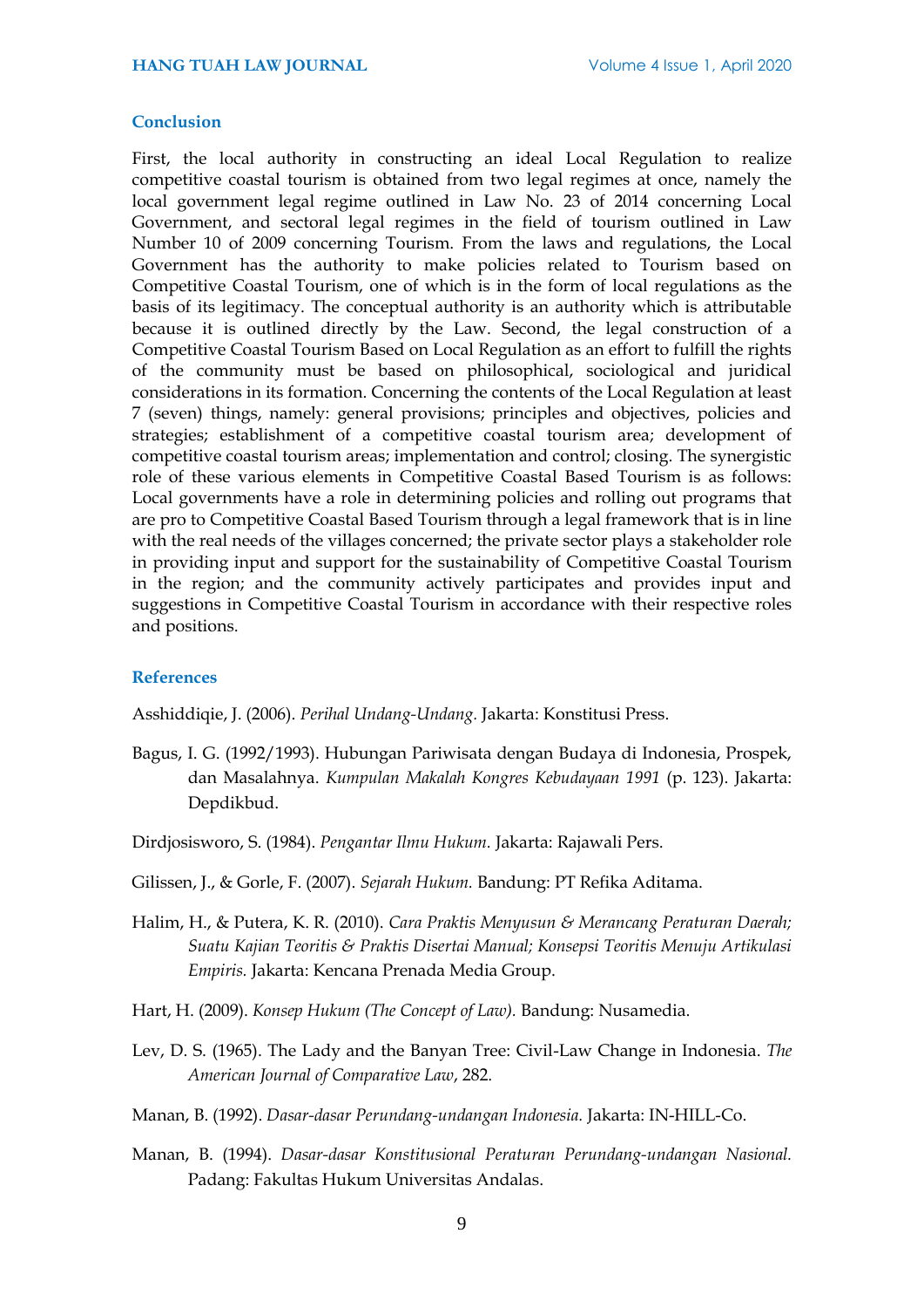## Conclusion

First, the local authority in constructing an ideal Local Regulation to realize competitive coastal tourism is obtained from two legal regimes at once, namely the local government legal regime outlined in Law No. 23 of 2014 concerning Local Government, and sectoral legal regimes in the field of tourism outlined in Law Number 10 of 2009 concerning Tourism. From the laws and regulations, the Local Government has the authority to make policies related to Tourism based on Competitive Coastal Tourism, one of which is in the form of local regulations as the basis of its legitimacy. The conceptual authority is an authority which is attributable because it is outlined directly by the Law. Second, the legal construction of a Competitive Coastal Tourism Based on Local Regulation as an effort to fulfill the rights of the community must be based on philosophical, sociological and juridical considerations in its formation. Concerning the contents of the Local Regulation at least 7 (seven) things, namely: general provisions; principles and objectives, policies and strategies; establishment of a competitive coastal tourism area; development of competitive coastal tourism areas; implementation and control; closing. The synergistic role of these various elements in Competitive Coastal Based Tourism is as follows: Local governments have a role in determining policies and rolling out programs that are pro to Competitive Coastal Based Tourism through a legal framework that is in line with the real needs of the villages concerned; the private sector plays a stakeholder role in providing input and support for the sustainability of Competitive Coastal Tourism in the region; and the community actively participates and provides input and suggestions in Competitive Coastal Tourism in accordance with their respective roles and positions.

## References

Asshiddiqie, J. (2006). *Perihal Undang-Undang*. Jakarta: Konstitusi Press.

Bagus, I. G. (1992/1993). Hubungan Pariwisata dengan Budaya di Indonesia, Prospek, dan Masalahnya. *Kumpulan Makalah Kongres Kebudayaan 1991* (p. 123). Jakarta: Depdikbud.

Dirdjosisworo, S. (1984). *Pengantar Ilmu Hukum*. Jakarta: Rajawali Pers.

Gilissen, J., & Gorle, F. (2007). *Sejarah Hukum*. Bandung: PT Refika Aditama.

Halim, H., & Putera, K. R. (2010). *Cara Praktis Menyusun & Merancang Peraturan Daerah; Suatu Kajian Teoritis & Praktis Disertai Manual; Konsepsi Teoritis Menuju Artikulasi Empiris*. Jakarta: Kencana Prenada Media Group.

Hart, H. (2009). *Konsep Hukum (The Concept of Law)*. Bandung: Nusamedia.

Lev, D. S. (1965). The Lady and the Banyan Tree: Civil-Law Change in Indonesia. *The American Journal of Comparative Law*, 282.

Manan, B. (1992). *Dasar-dasar Perundang-undangan Indonesia*. Jakarta: IN-HILL-Co.

Manan, B. (1994). *Dasar-dasar Konstitusional Peraturan Perundang-undangan Nasional*. Padang: Fakultas Hukum Universitas Andalas.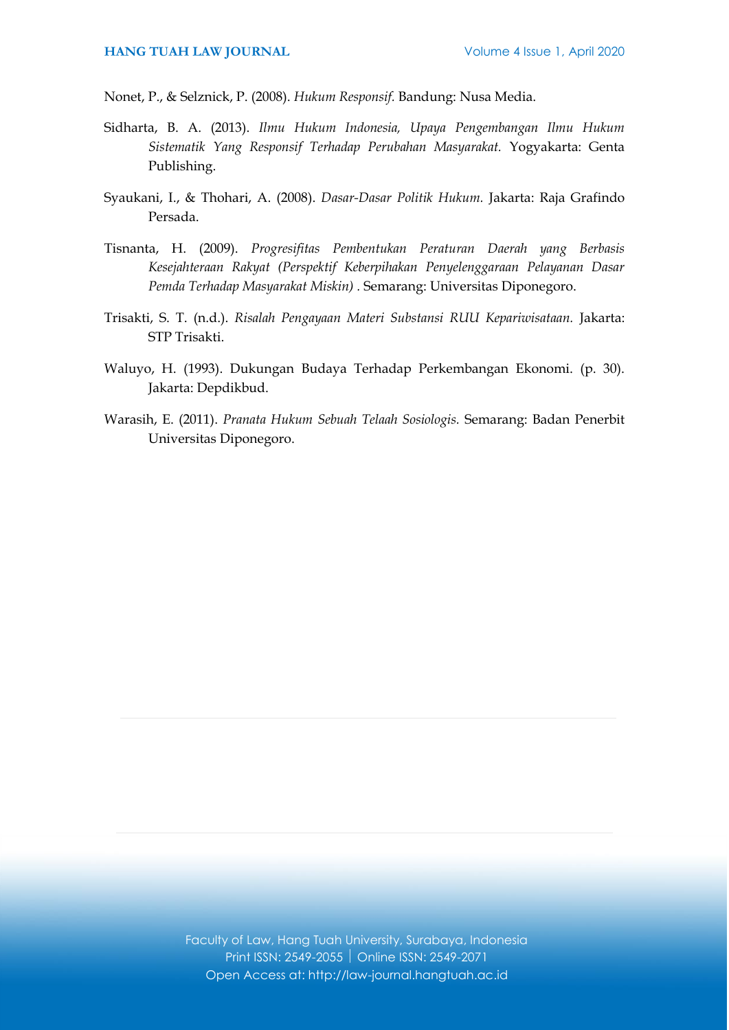Nonet, P., & Selznick, P. (2008). *Hukum Responsif.* Bandung: Nusa Media.

Sidharta, B. A. (2013). *Ilmu Hukum Indonesia, Upaya Pengembangan Ilmu Hukum Sistematik Yang Responsif Terhadap Perubahan Masyarakat.* Yogyakarta: Genta Publishing.

Syaukani, I., & Thohari, A. (2008). *Dasar-Dasar Politik Hukum.* Jakarta: Raja Grafindo Persada.

Tisnanta, H. (2009). *Progresifitas Pembentukan Peraturan Daerah yang Berbasis Kesejahteraan Rakyat (Perspektif Keberpihakan Penyelenggaraan Pelayanan Dasar Pemda Terhadap Masyarakat Miskin)* . Semarang: Universitas Diponegoro.

Trisakti, S. T. (n.d.). *Risalah Pengayaan Materi Substansi RUU Kepariwisataan.* Jakarta: STP Trisakti.

Waluyo, H. (1993). Dukungan Budaya Terhadap Perkembangan Ekonomi. (p. 30). Jakarta: Depdikbud.

Warasih, E. (2011). *Pranata Hukum Sebuah Telaah Sosiologis.* Semarang: Badan Penerbit Universitas Diponegoro.